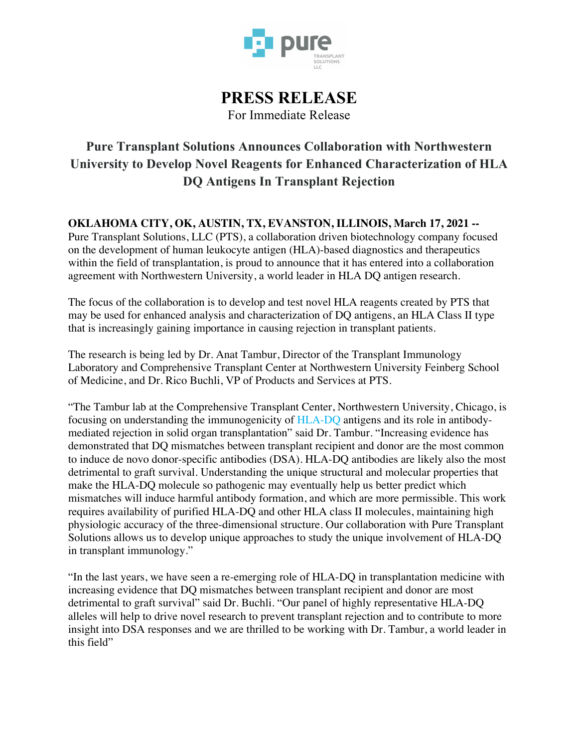# PRESS RELEASE

For Immediate Release

## Pure Transplant Solutions Announces Collaboration with Northwestern University to Develop Novel Reagents for Enhanced Characterization of HLA DQ Antigens In Transplant Rejection

**OKLAHOMA CITY, OK, AUSTIN, TX, EVANSTON, ILLINOIS, March 17, 2021 --** Pure Transplant Solutions, LLC (PTS), a collaboration driven biotechnology company focused on the development of human leukocyte antigen (HLA)-based diagnostics and therapeutics within the field of transplantation, is proud to announce that it has entered into a collaboration agreement with Northwestern University, a world leader in HLA DQ antigen research.

The focus of the collaboration is to develop and test novel HLA reagents created by PTS that may be used for enhanced analysis and characterization of DQ antigens, an HLA Class II type that is increasingly gaining importance in causing rejection in transplant patients.

The research is being led by Dr. Anat Tambur, Director of the Transplant Immunology Laboratory and Comprehensive Transplant Center at Northwestern University Feinberg School of Medicine, and Dr. Rico Buchli, VP of Products and Services at PTS.

"The Tambur lab at the Comprehensive Transplant Center, Northwestern University, Chicago, is focusing on understanding the immunogenicity of HLA-DQ antigens and its role in antibody-mediated rejection in solid organ transplantation" said Dr. Tambur. "Increasing evidence has demonstrated that DQ mismatches between transplant recipient and donor are the most common to induce de novo donor-specific antibodies (DSA). HLA-DQ antibodies are likely also the most detrimental to graft survival. Understanding the unique structural and molecular properties that make the HLA-DQ molecule so pathogenic may eventually help us better predict which mismatches will induce harmful antibody formation, and which are more permissible. This work requires availability of purified HLA-DQ and other HLA class II molecules, maintaining high physiologic accuracy of the three-dimensional structure. Our collaboration with Pure Transplant Solutions allows us to develop unique approaches to study the unique involvement of HLA-DQ in transplant immunology."

"In the last years, we have seen a re-emerging role of HLA-DQ in transplantation medicine with increasing evidence that DQ mismatches between transplant recipient and donor are most detrimental to graft survival" said Dr. Buchli. "Our panel of highly representative HLA-DQ alleles will help to drive novel research to prevent transplant rejection and to contribute to more insight into DSA responses and we are thrilled to be working with Dr. Tambur, a world leader in this field"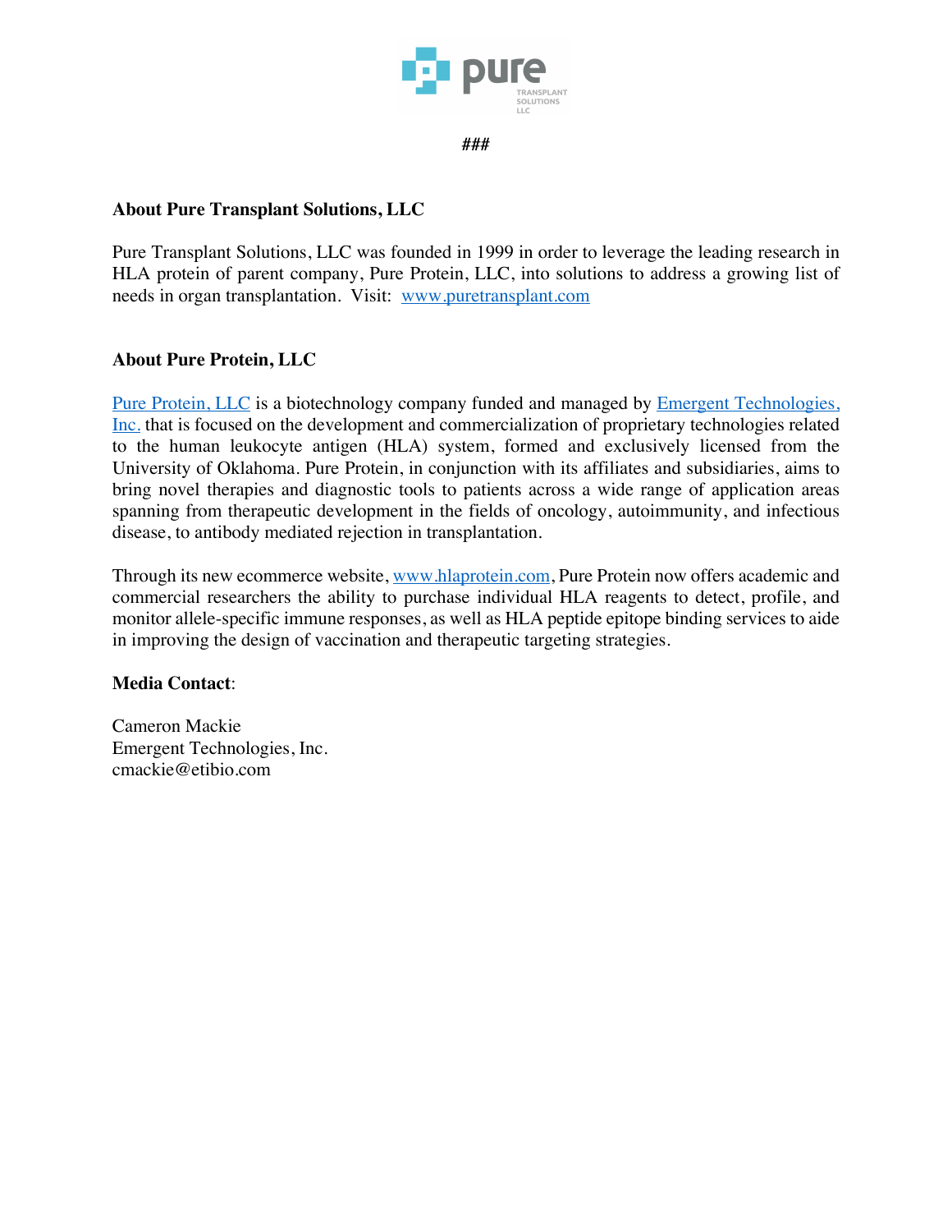###

## About Pure Transplant Solutions, LLC

Pure Transplant Solutions, LLC was founded in 1999 in order to leverage the leading research in HLA protein of parent company, Pure Protein, LLC, into solutions to address a growing list of needs in organ transplantation. Visit: [www.puretransplant.com](http://www.puretransplant.com)

## About Pure Protein, LLC

[Pure Protein, LLC](#) is a biotechnology company funded and managed by [Emergent Technologies, Inc.](#) that is focused on the development and commercialization of proprietary technologies related to the human leukocyte antigen (HLA) system, formed and exclusively licensed from the University of Oklahoma. Pure Protein, in conjunction with its affiliates and subsidiaries, aims to bring novel therapies and diagnostic tools to patients across a wide range of application areas spanning from therapeutic development in the fields of oncology, autoimmunity, and infectious disease, to antibody mediated rejection in transplantation.

Through its new ecommerce website, [www.hlaprotein.com](http://www.hlaprotein.com), Pure Protein now offers academic and commercial researchers the ability to purchase individual HLA reagents to detect, profile, and monitor allele-specific immune responses, as well as HLA peptide epitope binding services to aide in improving the design of vaccination and therapeutic targeting strategies.

**Media Contact**:

Cameron Mackie
Emergent Technologies, Inc.
cmackie@etibio.com